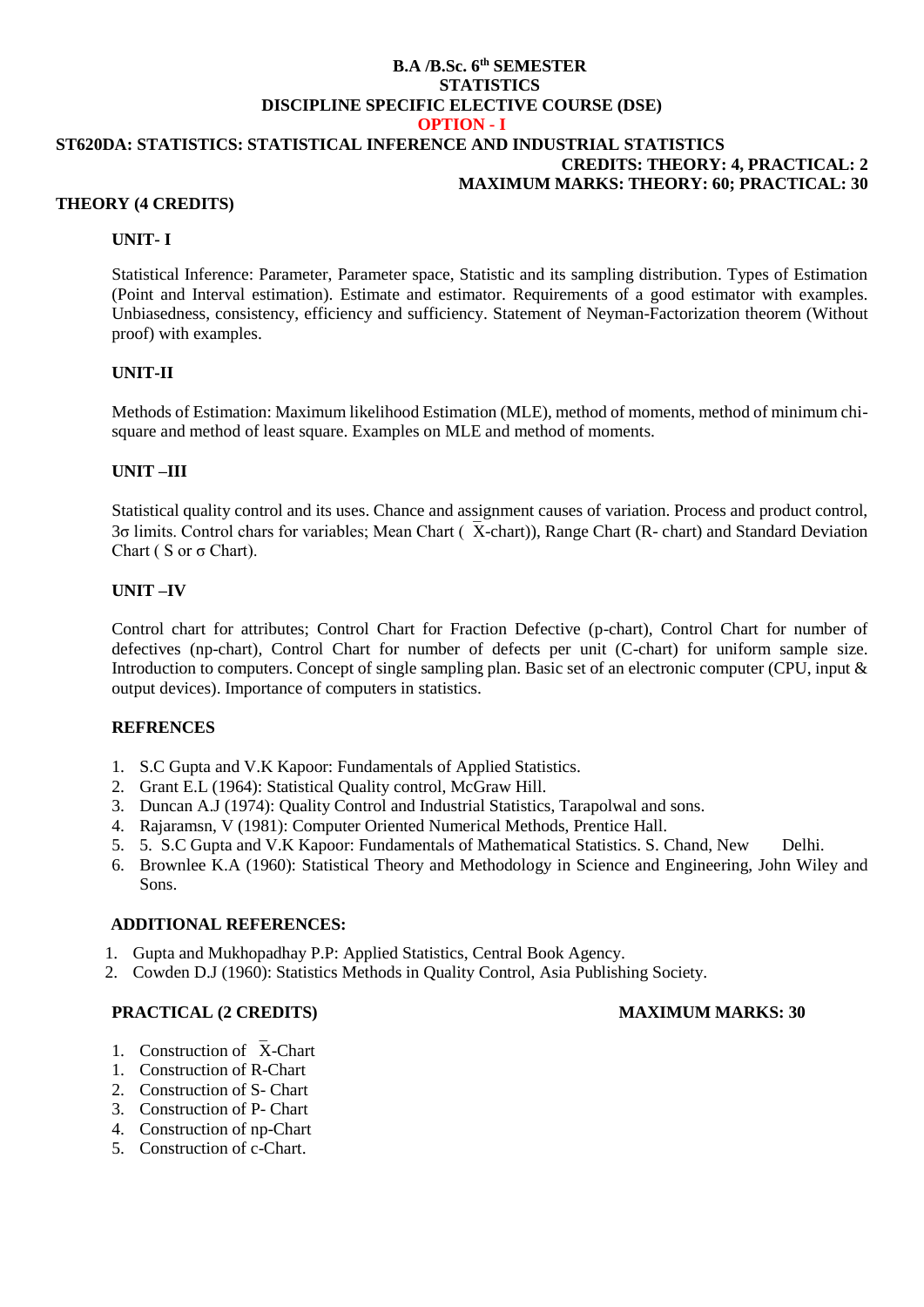**B.A /B.Sc. 6th SEMESTER**
**STATISTICS**
**DISCIPLINE SPECIFIC ELECTIVE COURSE (DSE)**
**OPTION - I**

**ST620DA: STATISTICS: STATISTICAL INFERENCE AND INDUSTRIAL STATISTICS**

**CREDITS: THEORY: 4, PRACTICAL: 2**
**MAXIMUM MARKS: THEORY: 60; PRACTICAL: 30**

## THEORY (4 CREDITS)

### UNIT- I

Statistical Inference: Parameter, Parameter space, Statistic and its sampling distribution. Types of Estimation (Point and Interval estimation). Estimate and estimator. Requirements of a good estimator with examples. Unbiasedness, consistency, efficiency and sufficiency. Statement of Neyman-Factorization theorem (Without proof) with examples.

### UNIT-II

Methods of Estimation: Maximum likelihood Estimation (MLE), method of moments, method of minimum chi-square and method of least square. Examples on MLE and method of moments.

### UNIT –III

Statistical quality control and its uses. Chance and assignment causes of variation. Process and product control, $3\sigma$ limits. Control chars for variables; Mean Chart ( $\bar{X}$-chart)), Range Chart (R- chart) and Standard Deviation Chart ( S or $\sigma$ Chart).

### UNIT –IV

Control chart for attributes; Control Chart for Fraction Defective (p-chart), Control Chart for number of defectives (np-chart), Control Chart for number of defects per unit (C-chart) for uniform sample size. Introduction to computers. Concept of single sampling plan. Basic set of an electronic computer (CPU, input & output devices). Importance of computers in statistics.

### REFRENCES

1. S.C Gupta and V.K Kapoor: Fundamentals of Applied Statistics.
2. Grant E.L (1964): Statistical Quality control, McGraw Hill.
3. Duncan A.J (1974): Quality Control and Industrial Statistics, Tarapolwal and sons.
4. Rajaramsn, V (1981): Computer Oriented Numerical Methods, Prentice Hall.
5. 5. S.C Gupta and V.K Kapoor: Fundamentals of Mathematical Statistics. S. Chand, New Delhi.
6. Brownlee K.A (1960): Statistical Theory and Methodology in Science and Engineering, John Wiley and Sons.

### ADDITIONAL REFERENCES:

1. Gupta and Mukhopadhay P.P: Applied Statistics, Central Book Agency.
2. Cowden D.J (1960): Statistics Methods in Quality Control, Asia Publishing Society.

### PRACTICAL (2 CREDITS) MAXIMUM MARKS: 30

1. Construction of $\bar{X}$-Chart
1. Construction of R-Chart
2. Construction of S- Chart
3. Construction of P- Chart
4. Construction of np-Chart
5. Construction of c-Chart.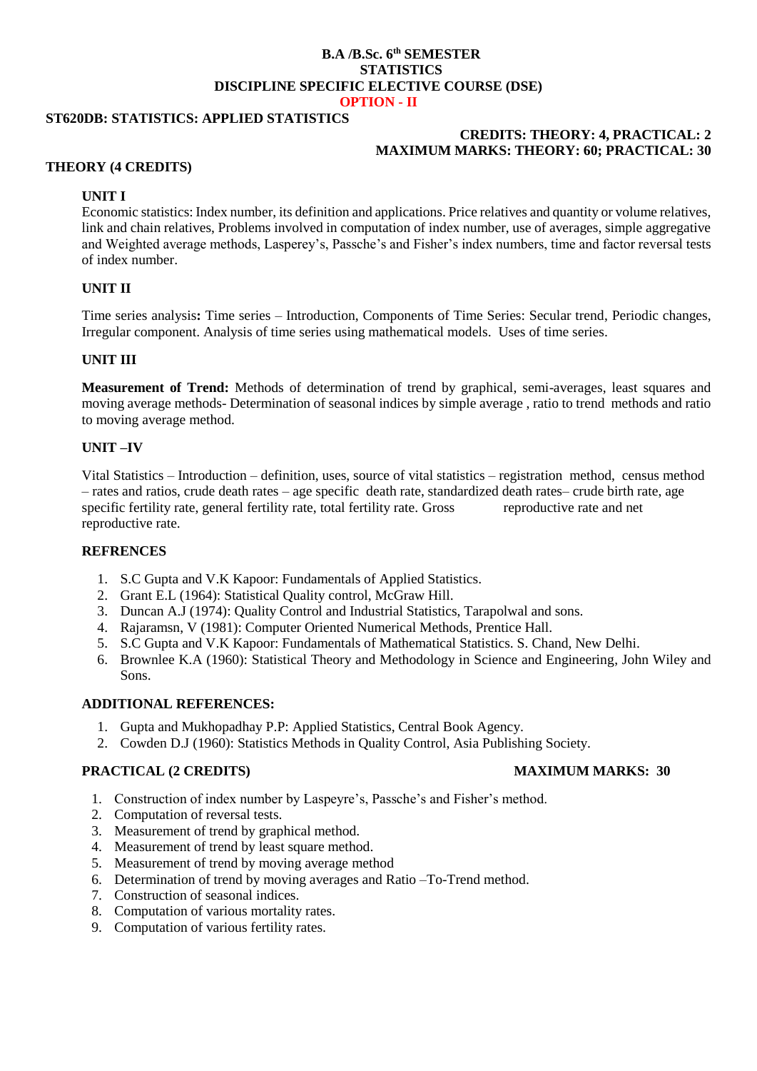**B.A /B.Sc. 6th SEMESTER**
**STATISTICS**
**DISCIPLINE SPECIFIC ELECTIVE COURSE (DSE)**
**OPTION - II**

**ST620DB: STATISTICS: APPLIED STATISTICS**

**CREDITS: THEORY: 4, PRACTICAL: 2**
**MAXIMUM MARKS: THEORY: 60; PRACTICAL: 30**

## THEORY (4 CREDITS)

### UNIT I

Economic statistics: Index number, its definition and applications. Price relatives and quantity or volume relatives, link and chain relatives, Problems involved in computation of index number, use of averages, simple aggregative and Weighted average methods, Lasperey's, Passche's and Fisher's index numbers, time and factor reversal tests of index number.

### UNIT II

Time series analysis**:** Time series – Introduction, Components of Time Series: Secular trend, Periodic changes, Irregular component. Analysis of time series using mathematical models. Uses of time series.

### UNIT III

**Measurement of Trend:** Methods of determination of trend by graphical, semi-averages, least squares and moving average methods- Determination of seasonal indices by simple average , ratio to trend methods and ratio to moving average method.

### UNIT –IV

Vital Statistics – Introduction – definition, uses, source of vital statistics – registration method, census method – rates and ratios, crude death rates – age specific death rate, standardized death rates– crude birth rate, age specific fertility rate, general fertility rate, total fertility rate. Gross reproductive rate and net reproductive rate.

### REFRENCES

1. S.C Gupta and V.K Kapoor: Fundamentals of Applied Statistics.
2. Grant E.L (1964): Statistical Quality control, McGraw Hill.
3. Duncan A.J (1974): Quality Control and Industrial Statistics, Tarapolwal and sons.
4. Rajaramsn, V (1981): Computer Oriented Numerical Methods, Prentice Hall.
5. S.C Gupta and V.K Kapoor: Fundamentals of Mathematical Statistics. S. Chand, New Delhi.
6. Brownlee K.A (1960): Statistical Theory and Methodology in Science and Engineering, John Wiley and Sons.

### ADDITIONAL REFERENCES:

1. Gupta and Mukhopadhay P.P: Applied Statistics, Central Book Agency.
2. Cowden D.J (1960): Statistics Methods in Quality Control, Asia Publishing Society.

### PRACTICAL (2 CREDITS) MAXIMUM MARKS: 30

1. Construction of index number by Laspeyre's, Passche's and Fisher's method.
2. Computation of reversal tests.
3. Measurement of trend by graphical method.
4. Measurement of trend by least square method.
5. Measurement of trend by moving average method
6. Determination of trend by moving averages and Ratio –To-Trend method.
7. Construction of seasonal indices.
8. Computation of various mortality rates.
9. Computation of various fertility rates.